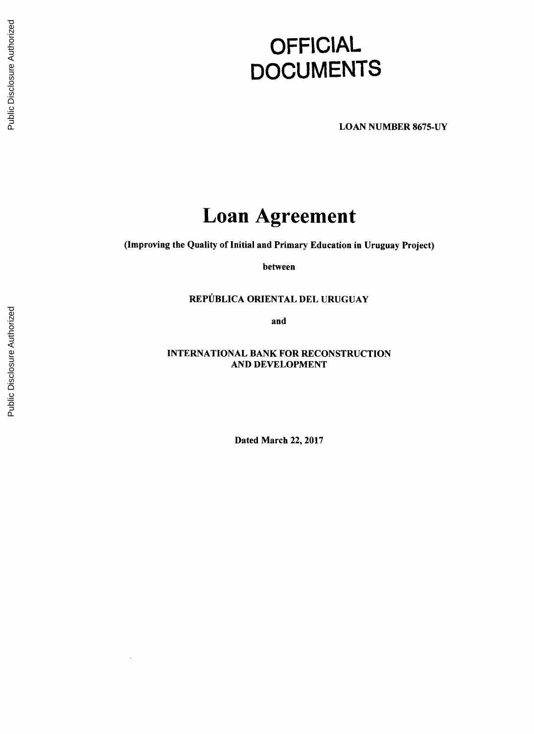# OFFICIAL DOCUMENTS

**LOAN NUMBER 8675-UY**

# Loan Agreement

**(Improving the Quality of Initial and Primary Education in Uruguay Project)**

**between**

**REPÚBLICA ORIENTAL DEL URUGUAY**

**and**

**INTERNATIONAL BANK FOR RECONSTRUCTION AND DEVELOPMENT**

**Dated March 22, 2017**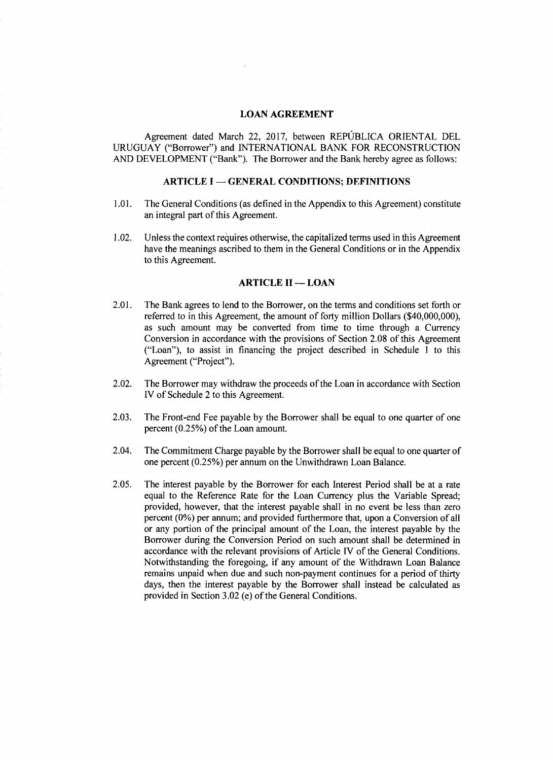# LOAN AGREEMENT

Agreement dated March 22, 2017, between REPÚBLICA ORIENTAL DEL URUGUAY ("Borrower") and INTERNATIONAL BANK FOR RECONSTRUCTION AND DEVELOPMENT ("Bank"). The Borrower and the Bank hereby agree as follows:

## ARTICLE I — GENERAL CONDITIONS; DEFINITIONS

1.01. The General Conditions (as defined in the Appendix to this Agreement) constitute an integral part of this Agreement.

1.02. Unless the context requires otherwise, the capitalized terms used in this Agreement have the meanings ascribed to them in the General Conditions or in the Appendix to this Agreement.

## ARTICLE II — LOAN

2.01. The Bank agrees to lend to the Borrower, on the terms and conditions set forth or referred to in this Agreement, the amount of forty million Dollars ($40,000,000), as such amount may be converted from time to time through a Currency Conversion in accordance with the provisions of Section 2.08 of this Agreement ("Loan"), to assist in financing the project described in Schedule 1 to this Agreement ("Project").

2.02. The Borrower may withdraw the proceeds of the Loan in accordance with Section IV of Schedule 2 to this Agreement.

2.03. The Front-end Fee payable by the Borrower shall be equal to one quarter of one percent (0.25%) of the Loan amount.

2.04. The Commitment Charge payable by the Borrower shall be equal to one quarter of one percent (0.25%) per annum on the Unwithdrawn Loan Balance.

2.05. The interest payable by the Borrower for each Interest Period shall be at a rate equal to the Reference Rate for the Loan Currency plus the Variable Spread; provided, however, that the interest payable shall in no event be less than zero percent (0%) per annum; and provided furthermore that, upon a Conversion of all or any portion of the principal amount of the Loan, the interest payable by the Borrower during the Conversion Period on such amount shall be determined in accordance with the relevant provisions of Article IV of the General Conditions. Notwithstanding the foregoing, if any amount of the Withdrawn Loan Balance remains unpaid when due and such non-payment continues for a period of thirty days, then the interest payable by the Borrower shall instead be calculated as provided in Section 3.02 (e) of the General Conditions.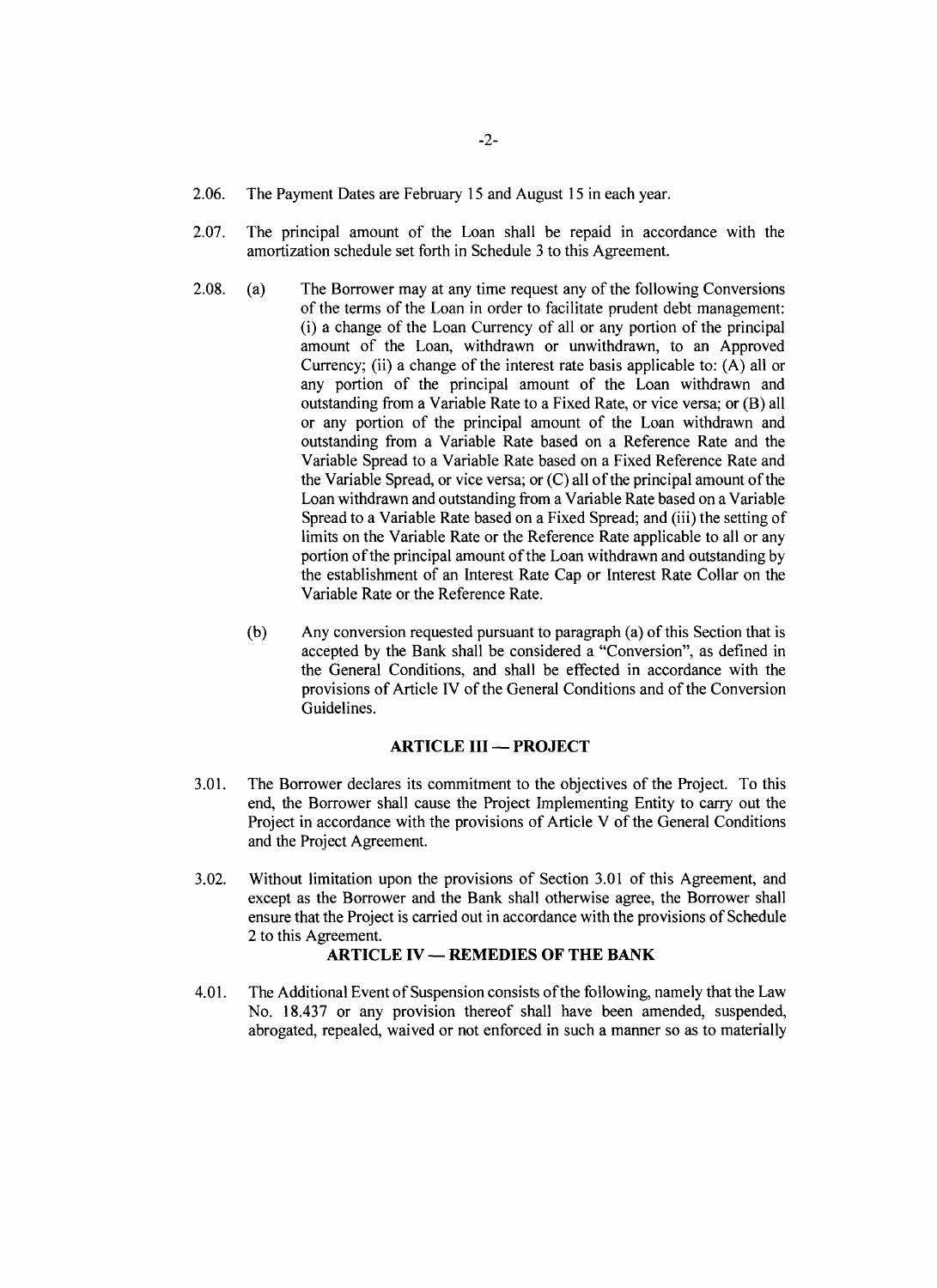2.06. The Payment Dates are February 15 and August 15 in each year.

2.07. The principal amount of the Loan shall be repaid in accordance with the amortization schedule set forth in Schedule 3 to this Agreement.

2.08. (a) The Borrower may at any time request any of the following Conversions of the terms of the Loan in order to facilitate prudent debt management: (i) a change of the Loan Currency of all or any portion of the principal amount of the Loan, withdrawn or unwithdrawn, to an Approved Currency; (ii) a change of the interest rate basis applicable to: (A) all or any portion of the principal amount of the Loan withdrawn and outstanding from a Variable Rate to a Fixed Rate, or vice versa; or (B) all or any portion of the principal amount of the Loan withdrawn and outstanding from a Variable Rate based on a Reference Rate and the Variable Spread to a Variable Rate based on a Fixed Reference Rate and the Variable Spread, or vice versa; or (C) all of the principal amount of the Loan withdrawn and outstanding from a Variable Rate based on a Variable Spread to a Variable Rate based on a Fixed Spread; and (iii) the setting of limits on the Variable Rate or the Reference Rate applicable to all or any portion of the principal amount of the Loan withdrawn and outstanding by the establishment of an Interest Rate Cap or Interest Rate Collar on the Variable Rate or the Reference Rate.

(b) Any conversion requested pursuant to paragraph (a) of this Section that is accepted by the Bank shall be considered a "Conversion", as defined in the General Conditions, and shall be effected in accordance with the provisions of Article IV of the General Conditions and of the Conversion Guidelines.

## ARTICLE III — PROJECT

3.01. The Borrower declares its commitment to the objectives of the Project. To this end, the Borrower shall cause the Project Implementing Entity to carry out the Project in accordance with the provisions of Article V of the General Conditions and the Project Agreement.

3.02. Without limitation upon the provisions of Section 3.01 of this Agreement, and except as the Borrower and the Bank shall otherwise agree, the Borrower shall ensure that the Project is carried out in accordance with the provisions of Schedule 2 to this Agreement.

## ARTICLE IV — REMEDIES OF THE BANK

4.01. The Additional Event of Suspension consists of the following, namely that the Law No. 18.437 or any provision thereof shall have been amended, suspended, abrogated, repealed, waived or not enforced in such a manner so as to materially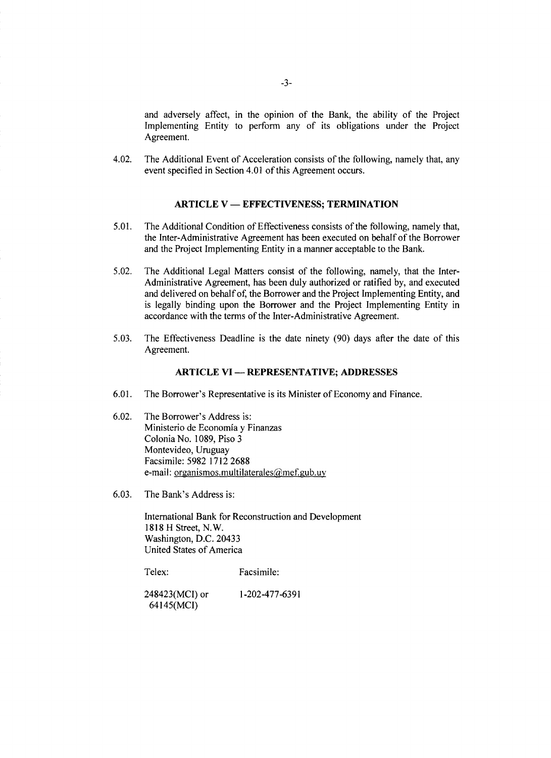and adversely affect, in the opinion of the Bank, the ability of the Project Implementing Entity to perform any of its obligations under the Project Agreement.

4.02. The Additional Event of Acceleration consists of the following, namely that, any event specified in Section 4.01 of this Agreement occurs.

## ARTICLE V — EFFECTIVENESS; TERMINATION

5.01. The Additional Condition of Effectiveness consists of the following, namely that, the Inter-Administrative Agreement has been executed on behalf of the Borrower and the Project Implementing Entity in a manner acceptable to the Bank.

5.02. The Additional Legal Matters consist of the following, namely, that the Inter-Administrative Agreement, has been duly authorized or ratified by, and executed and delivered on behalf of, the Borrower and the Project Implementing Entity, and is legally binding upon the Borrower and the Project Implementing Entity in accordance with the terms of the Inter-Administrative Agreement.

5.03. The Effectiveness Deadline is the date ninety (90) days after the date of this Agreement.

## ARTICLE VI — REPRESENTATIVE; ADDRESSES

6.01. The Borrower's Representative is its Minister of Economy and Finance.

6.02. The Borrower's Address is:
Ministerio de Economía y Finanzas
Colonia No. 1089, Piso 3
Montevideo, Uruguay
Facsimile: 5982 1712 2688
e-mail: organismos.multilaterales@mef.gub.uy

6.03. The Bank's Address is:

International Bank for Reconstruction and Development
1818 H Street, N.W.
Washington, D.C. 20433
United States of America

| Telex: | Facsimile: |
|---|---|
| 248423(MCI) or 64145(MCI) | 1-202-477-6391 |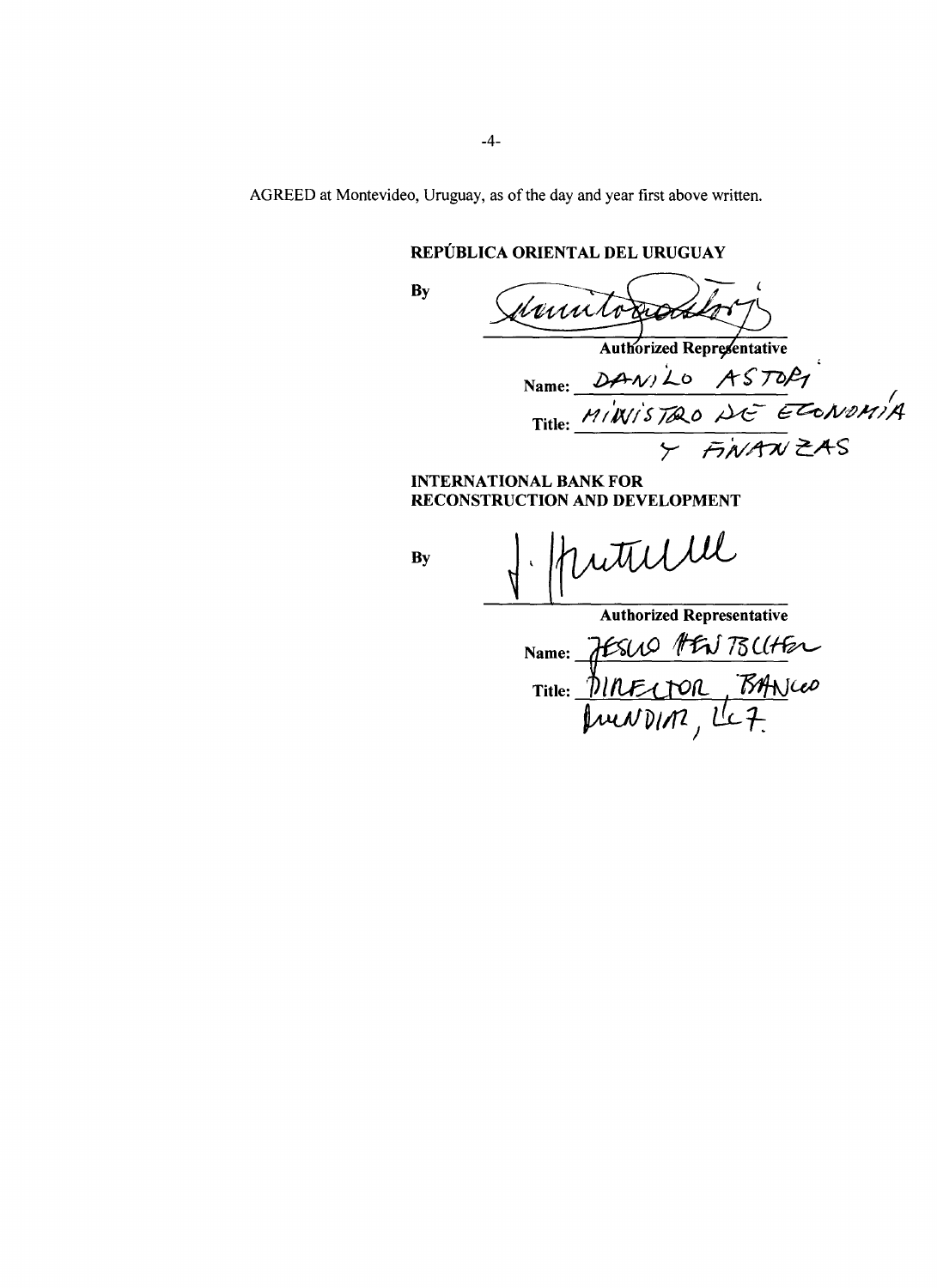AGREED at Montevideo, Uruguay, as of the day and year first above written.

**REPÚBLICA ORIENTAL DEL URUGUAY**

By

**Authorized Representative**

Name: DANILO ASTORI

Title: MINISTRO DE ECONOMÍA Y FINANZAS

**INTERNATIONAL BANK FOR RECONSTRUCTION AND DEVELOPMENT**

By

**Authorized Representative**

Name: JESUS MENTSCHER

Title: DIRECTOR, BANCO MUNDIAL, LC7.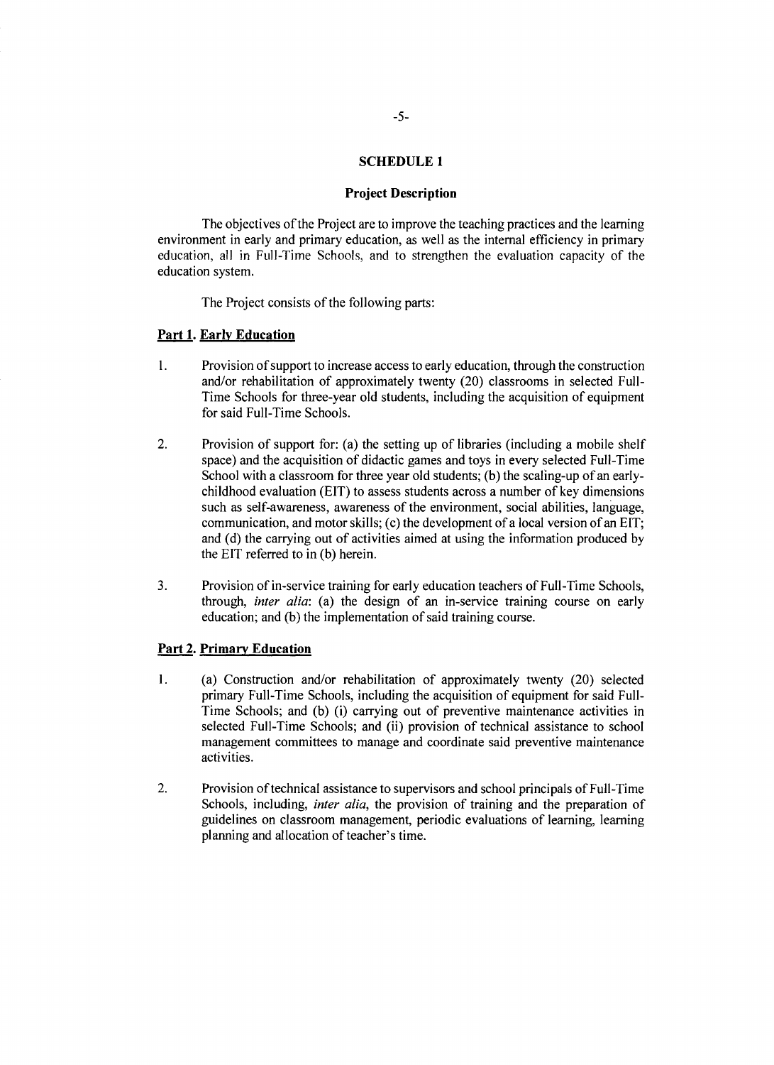# SCHEDULE 1

## Project Description

The objectives of the Project are to improve the teaching practices and the learning environment in early and primary education, as well as the internal efficiency in primary education, all in Full-Time Schools, and to strengthen the evaluation capacity of the education system.

The Project consists of the following parts:

### Part 1. Early Education

1. Provision of support to increase access to early education, through the construction and/or rehabilitation of approximately twenty (20) classrooms in selected Full-Time Schools for three-year old students, including the acquisition of equipment for said Full-Time Schools.

2. Provision of support for: (a) the setting up of libraries (including a mobile shelf space) and the acquisition of didactic games and toys in every selected Full-Time School with a classroom for three year old students; (b) the scaling-up of an early-childhood evaluation (EIT) to assess students across a number of key dimensions such as self-awareness, awareness of the environment, social abilities, language, communication, and motor skills; (c) the development of a local version of an EIT; and (d) the carrying out of activities aimed at using the information produced by the EIT referred to in (b) herein.

3. Provision of in-service training for early education teachers of Full-Time Schools, through, *inter alia*: (a) the design of an in-service training course on early education; and (b) the implementation of said training course.

### Part 2. Primary Education

1. (a) Construction and/or rehabilitation of approximately twenty (20) selected primary Full-Time Schools, including the acquisition of equipment for said Full-Time Schools; and (b) (i) carrying out of preventive maintenance activities in selected Full-Time Schools; and (ii) provision of technical assistance to school management committees to manage and coordinate said preventive maintenance activities.

2. Provision of technical assistance to supervisors and school principals of Full-Time Schools, including, *inter alia*, the provision of training and the preparation of guidelines on classroom management, periodic evaluations of learning, learning planning and allocation of teacher's time.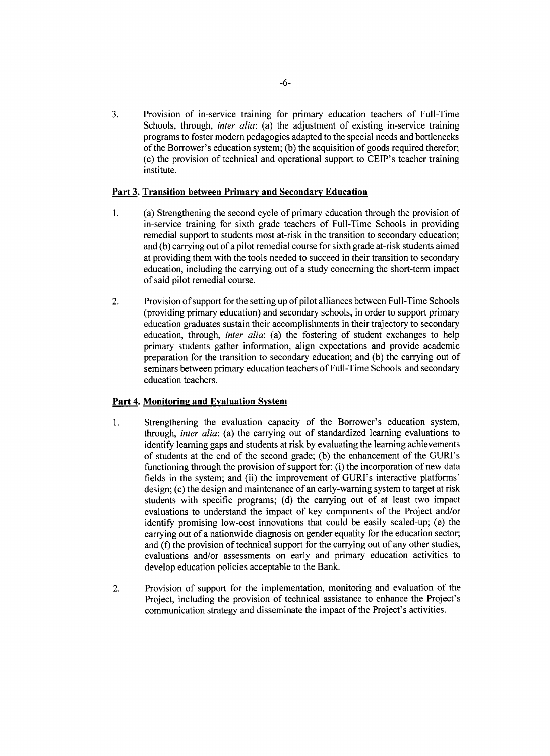3. Provision of in-service training for primary education teachers of Full-Time Schools, through, *inter alia*: (a) the adjustment of existing in-service training programs to foster modern pedagogies adapted to the special needs and bottlenecks of the Borrower's education system; (b) the acquisition of goods required therefor; (c) the provision of technical and operational support to CEIP's teacher training institute.

**Part 3. Transition between Primary and Secondary Education**

1. (a) Strengthening the second cycle of primary education through the provision of in-service training for sixth grade teachers of Full-Time Schools in providing remedial support to students most at-risk in the transition to secondary education; and (b) carrying out of a pilot remedial course for sixth grade at-risk students aimed at providing them with the tools needed to succeed in their transition to secondary education, including the carrying out of a study concerning the short-term impact of said pilot remedial course.

2. Provision of support for the setting up of pilot alliances between Full-Time Schools (providing primary education) and secondary schools, in order to support primary education graduates sustain their accomplishments in their trajectory to secondary education, through, *inter alia*: (a) the fostering of student exchanges to help primary students gather information, align expectations and provide academic preparation for the transition to secondary education; and (b) the carrying out of seminars between primary education teachers of Full-Time Schools and secondary education teachers.

**Part 4. Monitoring and Evaluation System**

1. Strengthening the evaluation capacity of the Borrower's education system, through, *inter alia*: (a) the carrying out of standardized learning evaluations to identify learning gaps and students at risk by evaluating the learning achievements of students at the end of the second grade; (b) the enhancement of the GURI's functioning through the provision of support for: (i) the incorporation of new data fields in the system; and (ii) the improvement of GURI's interactive platforms' design; (c) the design and maintenance of an early-warning system to target at risk students with specific programs; (d) the carrying out of at least two impact evaluations to understand the impact of key components of the Project and/or identify promising low-cost innovations that could be easily scaled-up; (e) the carrying out of a nationwide diagnosis on gender equality for the education sector; and (f) the provision of technical support for the carrying out of any other studies, evaluations and/or assessments on early and primary education activities to develop education policies acceptable to the Bank.

2. Provision of support for the implementation, monitoring and evaluation of the Project, including the provision of technical assistance to enhance the Project's communication strategy and disseminate the impact of the Project's activities.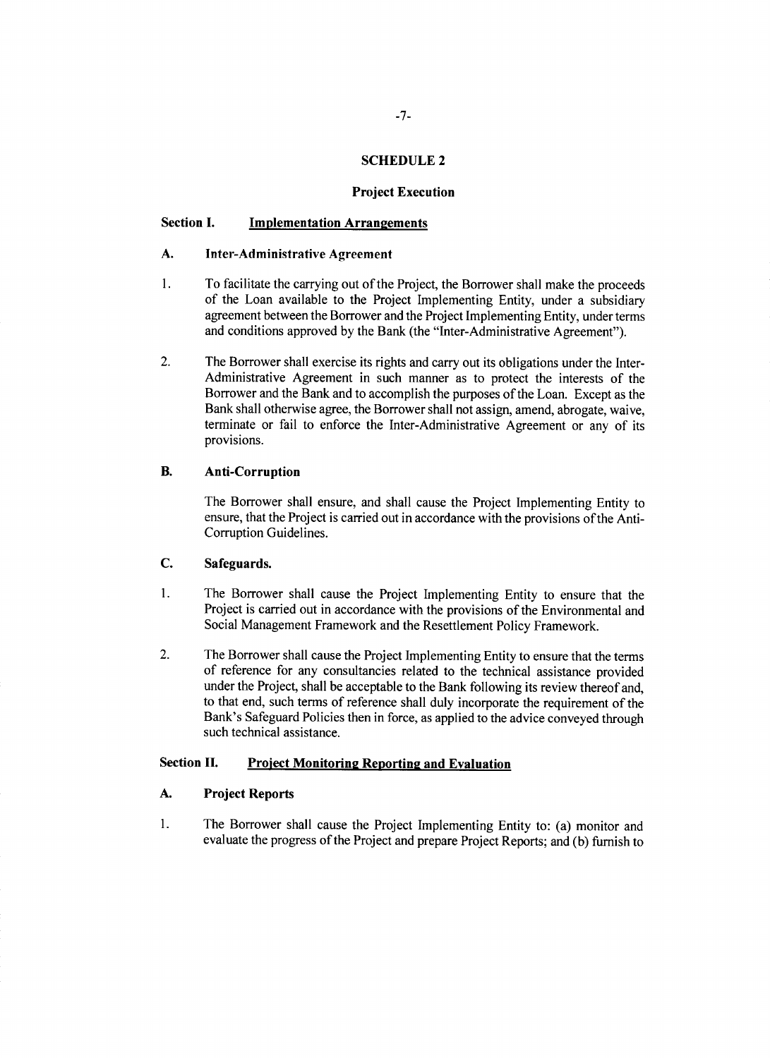## SCHEDULE 2

### Project Execution

### Section I. Implementation Arrangements

**A. Inter-Administrative Agreement**

1. To facilitate the carrying out of the Project, the Borrower shall make the proceeds of the Loan available to the Project Implementing Entity, under a subsidiary agreement between the Borrower and the Project Implementing Entity, under terms and conditions approved by the Bank (the "Inter-Administrative Agreement").

2. The Borrower shall exercise its rights and carry out its obligations under the Inter-Administrative Agreement in such manner as to protect the interests of the Borrower and the Bank and to accomplish the purposes of the Loan. Except as the Bank shall otherwise agree, the Borrower shall not assign, amend, abrogate, waive, terminate or fail to enforce the Inter-Administrative Agreement or any of its provisions.

**B. Anti-Corruption**

The Borrower shall ensure, and shall cause the Project Implementing Entity to ensure, that the Project is carried out in accordance with the provisions of the Anti-Corruption Guidelines.

**C. Safeguards.**

1. The Borrower shall cause the Project Implementing Entity to ensure that the Project is carried out in accordance with the provisions of the Environmental and Social Management Framework and the Resettlement Policy Framework.

2. The Borrower shall cause the Project Implementing Entity to ensure that the terms of reference for any consultancies related to the technical assistance provided under the Project, shall be acceptable to the Bank following its review thereof and, to that end, such terms of reference shall duly incorporate the requirement of the Bank's Safeguard Policies then in force, as applied to the advice conveyed through such technical assistance.

### Section II. Project Monitoring Reporting and Evaluation

**A. Project Reports**

1. The Borrower shall cause the Project Implementing Entity to: (a) monitor and evaluate the progress of the Project and prepare Project Reports; and (b) furnish to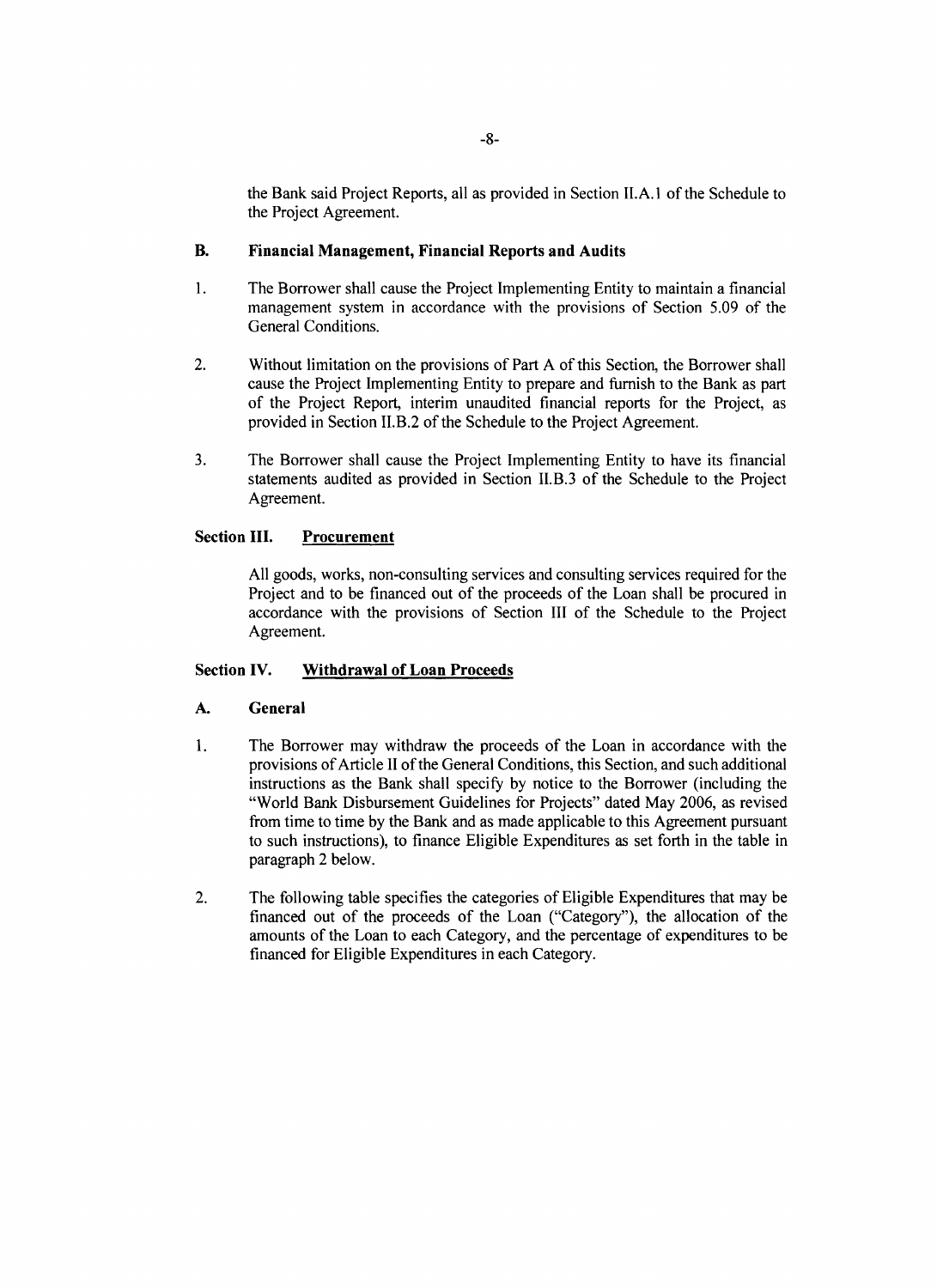the Bank said Project Reports, all as provided in Section II.A.1 of the Schedule to the Project Agreement.

### B. Financial Management, Financial Reports and Audits

1. The Borrower shall cause the Project Implementing Entity to maintain a financial management system in accordance with the provisions of Section 5.09 of the General Conditions.

2. Without limitation on the provisions of Part A of this Section, the Borrower shall cause the Project Implementing Entity to prepare and furnish to the Bank as part of the Project Report, interim unaudited financial reports for the Project, as provided in Section II.B.2 of the Schedule to the Project Agreement.

3. The Borrower shall cause the Project Implementing Entity to have its financial statements audited as provided in Section II.B.3 of the Schedule to the Project Agreement.

## Section III. Procurement

All goods, works, non-consulting services and consulting services required for the Project and to be financed out of the proceeds of the Loan shall be procured in accordance with the provisions of Section III of the Schedule to the Project Agreement.

## Section IV. Withdrawal of Loan Proceeds

### A. General

1. The Borrower may withdraw the proceeds of the Loan in accordance with the provisions of Article II of the General Conditions, this Section, and such additional instructions as the Bank shall specify by notice to the Borrower (including the "World Bank Disbursement Guidelines for Projects" dated May 2006, as revised from time to time by the Bank and as made applicable to this Agreement pursuant to such instructions), to finance Eligible Expenditures as set forth in the table in paragraph 2 below.

2. The following table specifies the categories of Eligible Expenditures that may be financed out of the proceeds of the Loan ("Category"), the allocation of the amounts of the Loan to each Category, and the percentage of expenditures to be financed for Eligible Expenditures in each Category.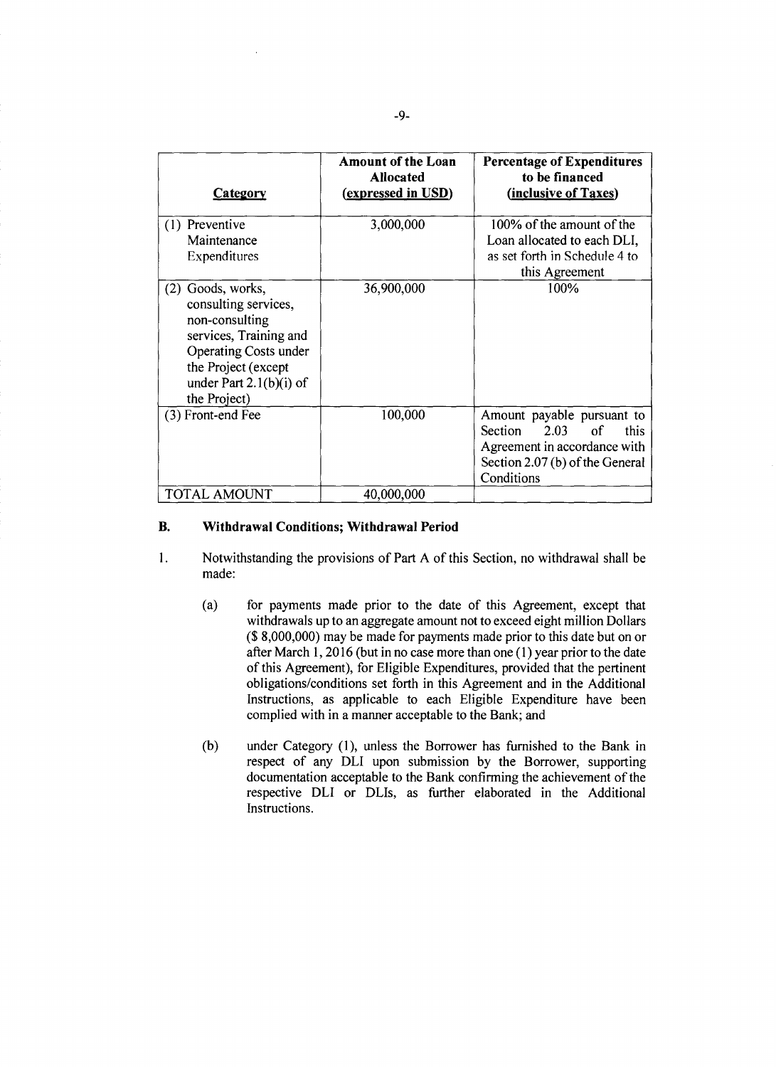| Category | Amount of the Loan Allocated (expressed in USD) | Percentage of Expenditures to be financed (inclusive of Taxes) |
|---|---|---|
| (1) Preventive Maintenance Expenditures | 3,000,000 | 100% of the amount of the Loan allocated to each DLI, as set forth in Schedule 4 to this Agreement |
| (2) Goods, works, consulting services, non-consulting services, Training and Operating Costs under the Project (except under Part 2.1(b)(i) of the Project) | 36,900,000 | 100% |
| (3) Front-end Fee | 100,000 | Amount payable pursuant to Section 2.03 of this Agreement in accordance with Section 2.07 (b) of the General Conditions |
| TOTAL AMOUNT | 40,000,000 | |

**B. Withdrawal Conditions; Withdrawal Period**

1. Notwithstanding the provisions of Part A of this Section, no withdrawal shall be made:

   (a) for payments made prior to the date of this Agreement, except that withdrawals up to an aggregate amount not to exceed eight million Dollars ($ 8,000,000) may be made for payments made prior to this date but on or after March 1, 2016 (but in no case more than one (1) year prior to the date of this Agreement), for Eligible Expenditures, provided that the pertinent obligations/conditions set forth in this Agreement and in the Additional Instructions, as applicable to each Eligible Expenditure have been complied with in a manner acceptable to the Bank; and

   (b) under Category (1), unless the Borrower has furnished to the Bank in respect of any DLI upon submission by the Borrower, supporting documentation acceptable to the Bank confirming the achievement of the respective DLI or DLIs, as further elaborated in the Additional Instructions.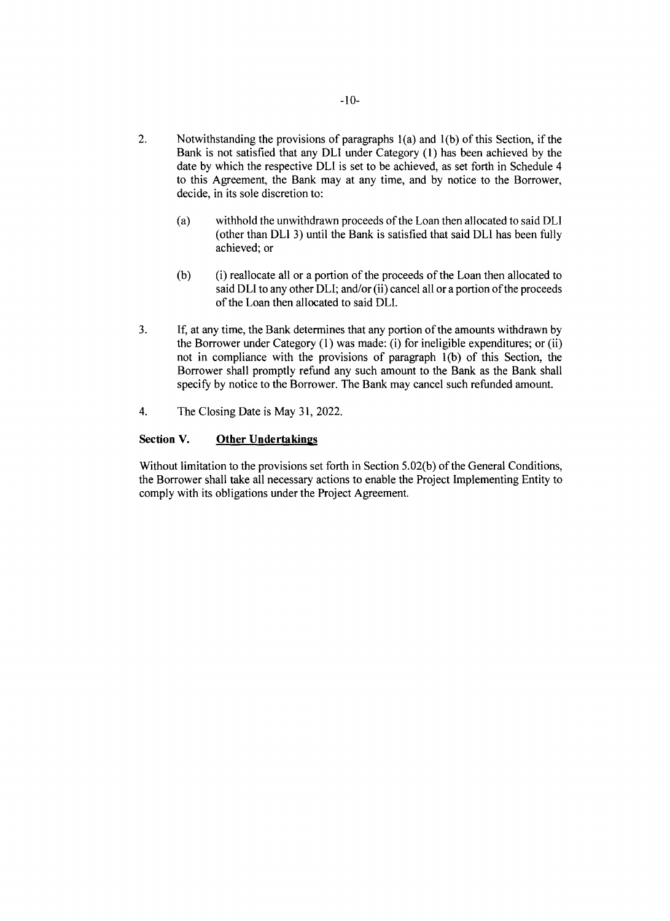2. Notwithstanding the provisions of paragraphs 1(a) and 1(b) of this Section, if the Bank is not satisfied that any DLI under Category (1) has been achieved by the date by which the respective DLI is set to be achieved, as set forth in Schedule 4 to this Agreement, the Bank may at any time, and by notice to the Borrower, decide, in its sole discretion to:

   (a) withhold the unwithdrawn proceeds of the Loan then allocated to said DLI (other than DLI 3) until the Bank is satisfied that said DLI has been fully achieved; or

   (b) (i) reallocate all or a portion of the proceeds of the Loan then allocated to said DLI to any other DLI; and/or (ii) cancel all or a portion of the proceeds of the Loan then allocated to said DLI.

3. If, at any time, the Bank determines that any portion of the amounts withdrawn by the Borrower under Category (1) was made: (i) for ineligible expenditures; or (ii) not in compliance with the provisions of paragraph 1(b) of this Section, the Borrower shall promptly refund any such amount to the Bank as the Bank shall specify by notice to the Borrower. The Bank may cancel such refunded amount.

4. The Closing Date is May 31, 2022.

### Section V. Other Undertakings

Without limitation to the provisions set forth in Section 5.02(b) of the General Conditions, the Borrower shall take all necessary actions to enable the Project Implementing Entity to comply with its obligations under the Project Agreement.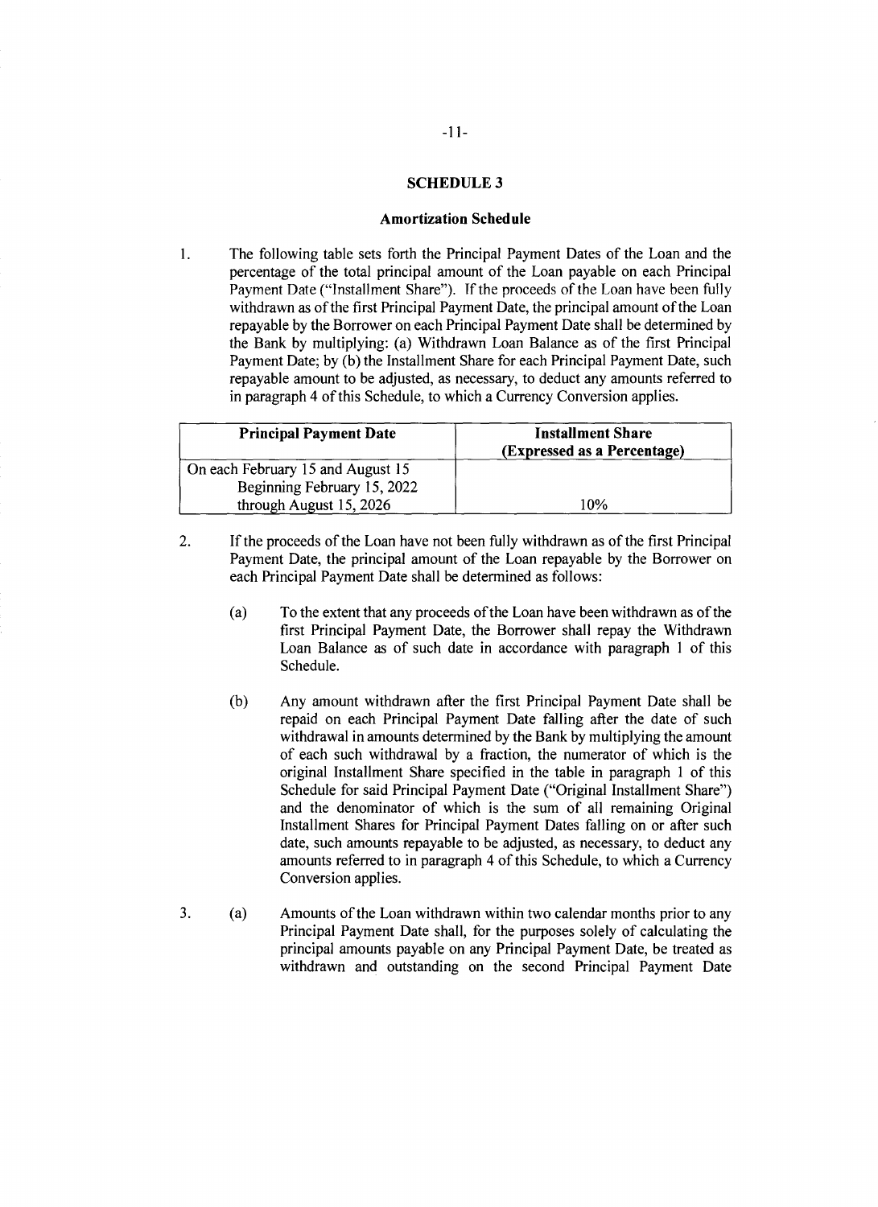## SCHEDULE 3

### Amortization Schedule

1. The following table sets forth the Principal Payment Dates of the Loan and the percentage of the total principal amount of the Loan payable on each Principal Payment Date ("Installment Share"). If the proceeds of the Loan have been fully withdrawn as of the first Principal Payment Date, the principal amount of the Loan repayable by the Borrower on each Principal Payment Date shall be determined by the Bank by multiplying: (a) Withdrawn Loan Balance as of the first Principal Payment Date; by (b) the Installment Share for each Principal Payment Date, such repayable amount to be adjusted, as necessary, to deduct any amounts referred to in paragraph 4 of this Schedule, to which a Currency Conversion applies.

| Principal Payment Date | Installment Share (Expressed as a Percentage) |
|---|---|
| On each February 15 and August 15 Beginning February 15, 2022 through August 15, 2026 | 10% |

2. If the proceeds of the Loan have not been fully withdrawn as of the first Principal Payment Date, the principal amount of the Loan repayable by the Borrower on each Principal Payment Date shall be determined as follows:

   (a) To the extent that any proceeds of the Loan have been withdrawn as of the first Principal Payment Date, the Borrower shall repay the Withdrawn Loan Balance as of such date in accordance with paragraph 1 of this Schedule.

   (b) Any amount withdrawn after the first Principal Payment Date shall be repaid on each Principal Payment Date falling after the date of such withdrawal in amounts determined by the Bank by multiplying the amount of each such withdrawal by a fraction, the numerator of which is the original Installment Share specified in the table in paragraph 1 of this Schedule for said Principal Payment Date ("Original Installment Share") and the denominator of which is the sum of all remaining Original Installment Shares for Principal Payment Dates falling on or after such date, such amounts repayable to be adjusted, as necessary, to deduct any amounts referred to in paragraph 4 of this Schedule, to which a Currency Conversion applies.

3. (a) Amounts of the Loan withdrawn within two calendar months prior to any Principal Payment Date shall, for the purposes solely of calculating the principal amounts payable on any Principal Payment Date, be treated as withdrawn and outstanding on the second Principal Payment Date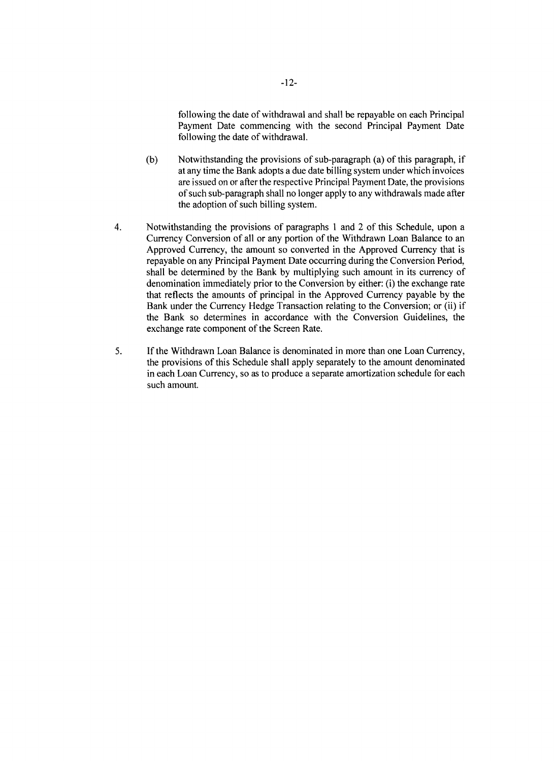following the date of withdrawal and shall be repayable on each Principal Payment Date commencing with the second Principal Payment Date following the date of withdrawal.

(b) Notwithstanding the provisions of sub-paragraph (a) of this paragraph, if at any time the Bank adopts a due date billing system under which invoices are issued on or after the respective Principal Payment Date, the provisions of such sub-paragraph shall no longer apply to any withdrawals made after the adoption of such billing system.

4. Notwithstanding the provisions of paragraphs 1 and 2 of this Schedule, upon a Currency Conversion of all or any portion of the Withdrawn Loan Balance to an Approved Currency, the amount so converted in the Approved Currency that is repayable on any Principal Payment Date occurring during the Conversion Period, shall be determined by the Bank by multiplying such amount in its currency of denomination immediately prior to the Conversion by either: (i) the exchange rate that reflects the amounts of principal in the Approved Currency payable by the Bank under the Currency Hedge Transaction relating to the Conversion; or (ii) if the Bank so determines in accordance with the Conversion Guidelines, the exchange rate component of the Screen Rate.

5. If the Withdrawn Loan Balance is denominated in more than one Loan Currency, the provisions of this Schedule shall apply separately to the amount denominated in each Loan Currency, so as to produce a separate amortization schedule for each such amount.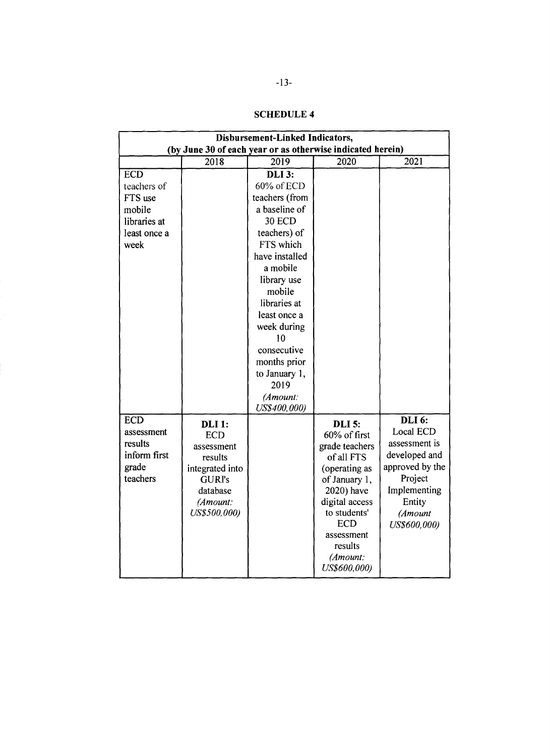## SCHEDULE 4

| Disbursement-Linked Indicators, (by June 30 of each year or as otherwise indicated herein) | | | | |
|---|---|---|---|---|
| | 2018 | 2019 | 2020 | 2021 |
| ECD teachers of FTS use mobile libraries at least once a week | | **DLI 3:** 60% of ECD teachers (from a baseline of 30 ECD teachers) of FTS which have installed a mobile library use mobile libraries at least once a week during 10 consecutive months prior to January 1, 2019 *(Amount: US$400,000)* | | |
| ECD assessment results inform first grade teachers | **DLI 1:** ECD assessment results integrated into GURI's database *(Amount: US$500,000)* | | **DLI 5:** 60% of first grade teachers of all FTS (operating as of January 1, 2020) have digital access to students' ECD assessment results *(Amount: US$600,000)* | **DLI 6:** Local ECD assessment is developed and approved by the Project Implementing Entity *(Amount US$600,000)* |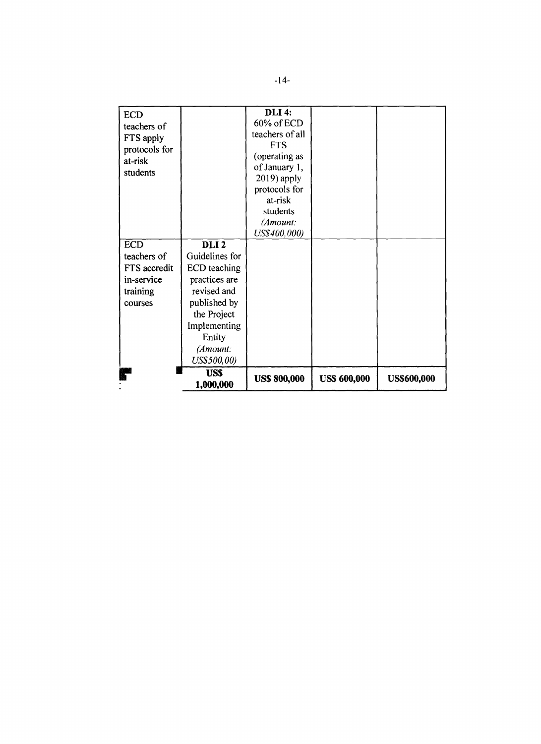| | | | | |
|---|---|---|---|---|
| ECD teachers of FTS apply protocols for at-risk students | | **DLI 4:** 60% of ECD teachers of all FTS (operating as of January 1, 2019) apply protocols for at-risk students *(Amount: US$400,000)* | | |
| ECD teachers of FTS accredit in-service training courses | **DLI 2** Guidelines for ECD teaching practices are revised and published by the Project Implementing Entity *(Amount: US$500,00)* | | | |
| | **US$ 1,000,000** | **US$ 800,000** | **US$ 600,000** | **US$600,000** |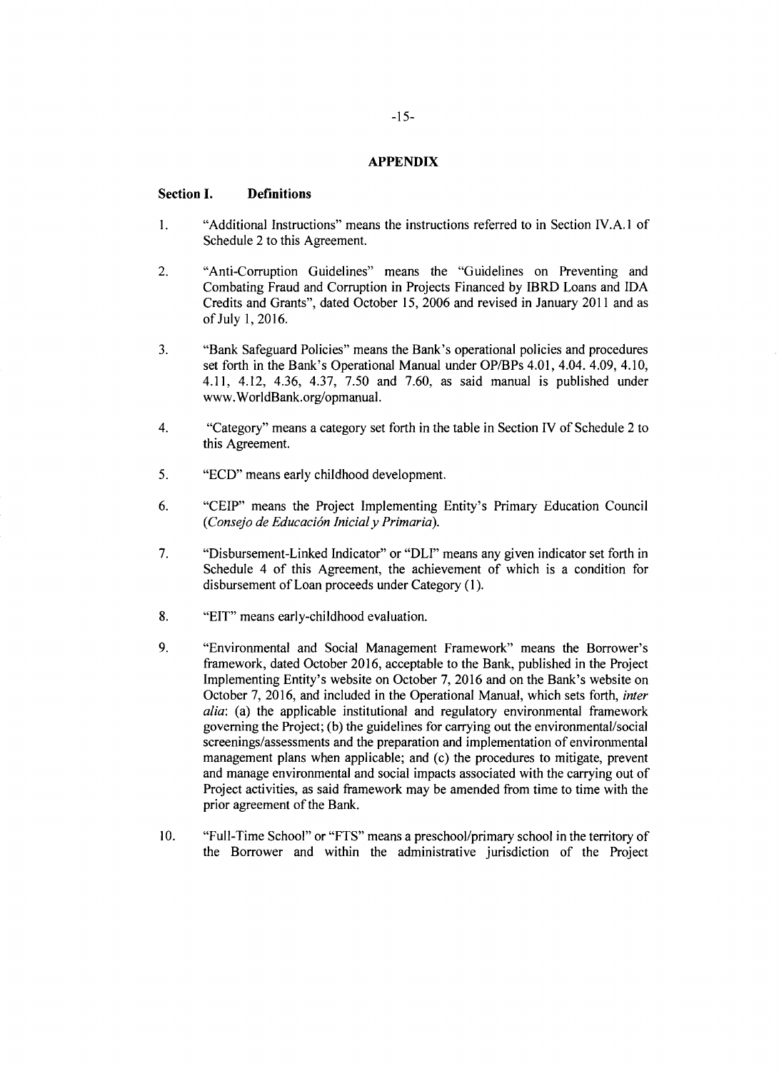# APPENDIX

## Section I. Definitions

1. "Additional Instructions" means the instructions referred to in Section IV.A.1 of Schedule 2 to this Agreement.

2. "Anti-Corruption Guidelines" means the "Guidelines on Preventing and Combating Fraud and Corruption in Projects Financed by IBRD Loans and IDA Credits and Grants", dated October 15, 2006 and revised in January 2011 and as of July 1, 2016.

3. "Bank Safeguard Policies" means the Bank's operational policies and procedures set forth in the Bank's Operational Manual under OP/BPs 4.01, 4.04. 4.09, 4.10, 4.11, 4.12, 4.36, 4.37, 7.50 and 7.60, as said manual is published under www.WorldBank.org/opmanual.

4. "Category" means a category set forth in the table in Section IV of Schedule 2 to this Agreement.

5. "ECD" means early childhood development.

6. "CEIP" means the Project Implementing Entity's Primary Education Council (*Consejo de Educación Inicial y Primaria*).

7. "Disbursement-Linked Indicator" or "DLI" means any given indicator set forth in Schedule 4 of this Agreement, the achievement of which is a condition for disbursement of Loan proceeds under Category (1).

8. "EIT" means early-childhood evaluation.

9. "Environmental and Social Management Framework" means the Borrower's framework, dated October 2016, acceptable to the Bank, published in the Project Implementing Entity's website on October 7, 2016 and on the Bank's website on October 7, 2016, and included in the Operational Manual, which sets forth, *inter alia*: (a) the applicable institutional and regulatory environmental framework governing the Project; (b) the guidelines for carrying out the environmental/social screenings/assessments and the preparation and implementation of environmental management plans when applicable; and (c) the procedures to mitigate, prevent and manage environmental and social impacts associated with the carrying out of Project activities, as said framework may be amended from time to time with the prior agreement of the Bank.

10. "Full-Time School" or "FTS" means a preschool/primary school in the territory of the Borrower and within the administrative jurisdiction of the Project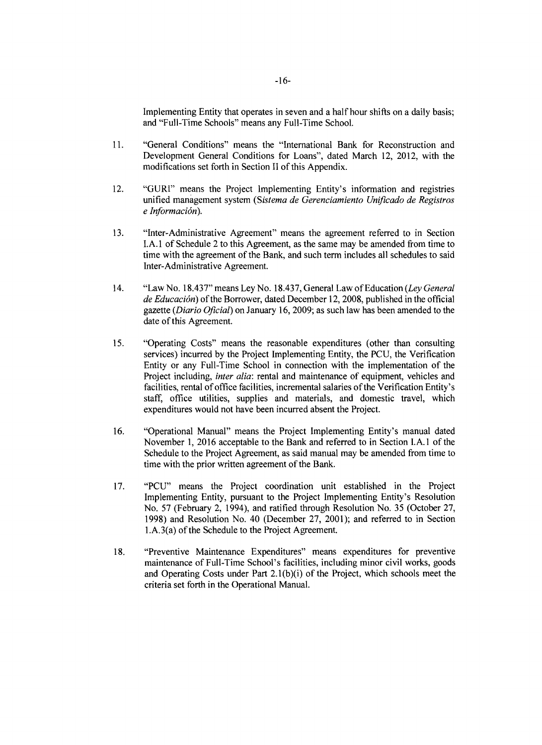Implementing Entity that operates in seven and a half hour shifts on a daily basis; and "Full-Time Schools" means any Full-Time School.

11. "General Conditions" means the "International Bank for Reconstruction and Development General Conditions for Loans", dated March 12, 2012, with the modifications set forth in Section II of this Appendix.

12. "GURI" means the Project Implementing Entity's information and registries unified management system (*Sistema de Gerenciamiento Unificado de Registros e Información*).

13. "Inter-Administrative Agreement" means the agreement referred to in Section I.A.1 of Schedule 2 to this Agreement, as the same may be amended from time to time with the agreement of the Bank, and such term includes all schedules to said Inter-Administrative Agreement.

14. "Law No. 18.437" means Ley No. 18.437, General Law of Education (*Ley General de Educación*) of the Borrower, dated December 12, 2008, published in the official gazette (*Diario Oficial*) on January 16, 2009; as such law has been amended to the date of this Agreement.

15. "Operating Costs" means the reasonable expenditures (other than consulting services) incurred by the Project Implementing Entity, the PCU, the Verification Entity or any Full-Time School in connection with the implementation of the Project including, *inter alia*: rental and maintenance of equipment, vehicles and facilities, rental of office facilities, incremental salaries of the Verification Entity's staff, office utilities, supplies and materials, and domestic travel, which expenditures would not have been incurred absent the Project.

16. "Operational Manual" means the Project Implementing Entity's manual dated November 1, 2016 acceptable to the Bank and referred to in Section I.A.1 of the Schedule to the Project Agreement, as said manual may be amended from time to time with the prior written agreement of the Bank.

17. "PCU" means the Project coordination unit established in the Project Implementing Entity, pursuant to the Project Implementing Entity's Resolution No. 57 (February 2, 1994), and ratified through Resolution No. 35 (October 27, 1998) and Resolution No. 40 (December 27, 2001); and referred to in Section 1.A.3(a) of the Schedule to the Project Agreement.

18. "Preventive Maintenance Expenditures" means expenditures for preventive maintenance of Full-Time School's facilities, including minor civil works, goods and Operating Costs under Part 2.1(b)(i) of the Project, which schools meet the criteria set forth in the Operational Manual.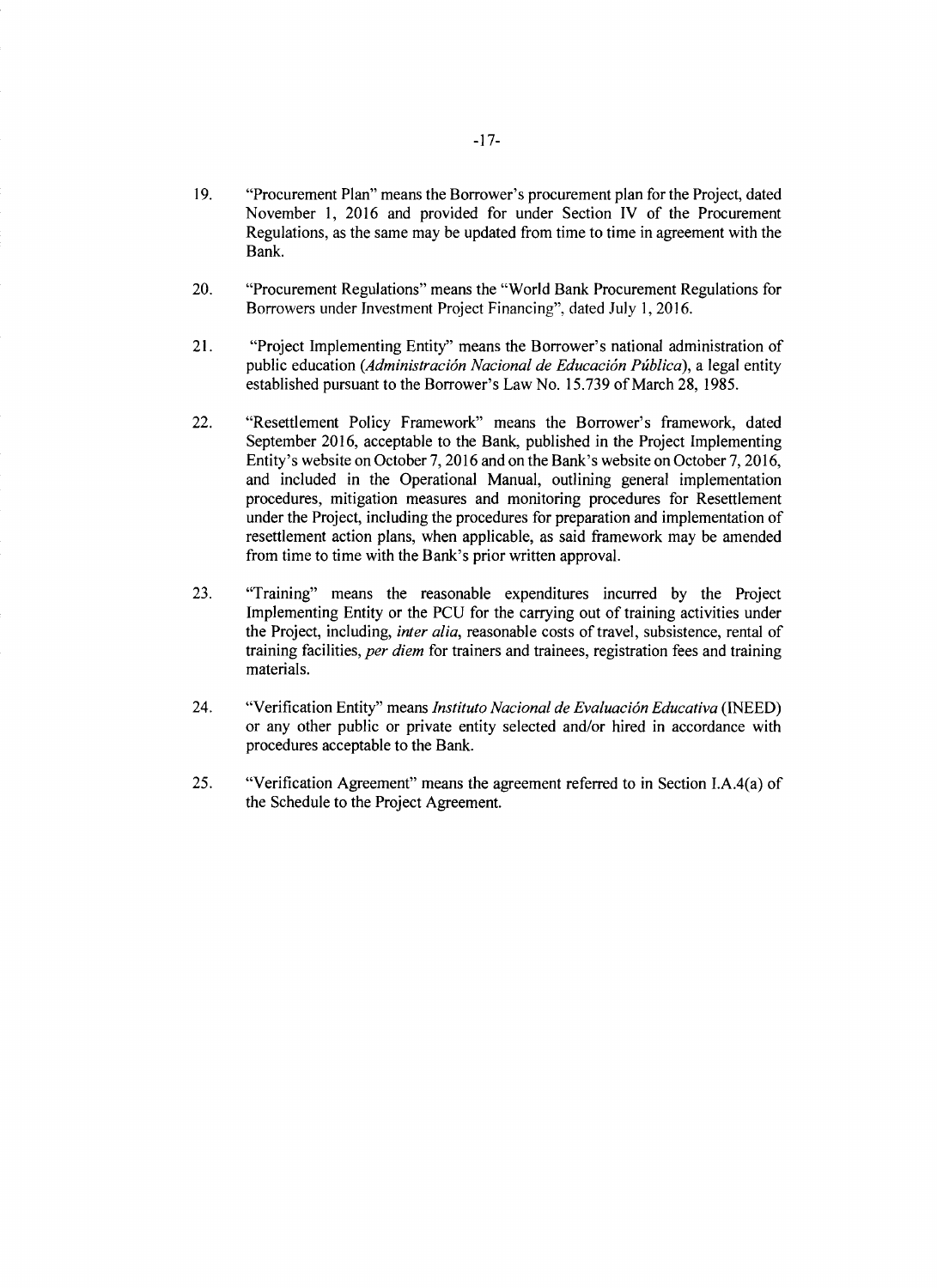19. "Procurement Plan" means the Borrower's procurement plan for the Project, dated November 1, 2016 and provided for under Section IV of the Procurement Regulations, as the same may be updated from time to time in agreement with the Bank.

20. "Procurement Regulations" means the "World Bank Procurement Regulations for Borrowers under Investment Project Financing", dated July 1, 2016.

21. "Project Implementing Entity" means the Borrower's national administration of public education (*Administración Nacional de Educación Pública*), a legal entity established pursuant to the Borrower's Law No. 15.739 of March 28, 1985.

22. "Resettlement Policy Framework" means the Borrower's framework, dated September 2016, acceptable to the Bank, published in the Project Implementing Entity's website on October 7, 2016 and on the Bank's website on October 7, 2016, and included in the Operational Manual, outlining general implementation procedures, mitigation measures and monitoring procedures for Resettlement under the Project, including the procedures for preparation and implementation of resettlement action plans, when applicable, as said framework may be amended from time to time with the Bank's prior written approval.

23. "Training" means the reasonable expenditures incurred by the Project Implementing Entity or the PCU for the carrying out of training activities under the Project, including, *inter alia*, reasonable costs of travel, subsistence, rental of training facilities, *per diem* for trainers and trainees, registration fees and training materials.

24. "Verification Entity" means *Instituto Nacional de Evaluación Educativa* (INEED) or any other public or private entity selected and/or hired in accordance with procedures acceptable to the Bank.

25. "Verification Agreement" means the agreement referred to in Section I.A.4(a) of the Schedule to the Project Agreement.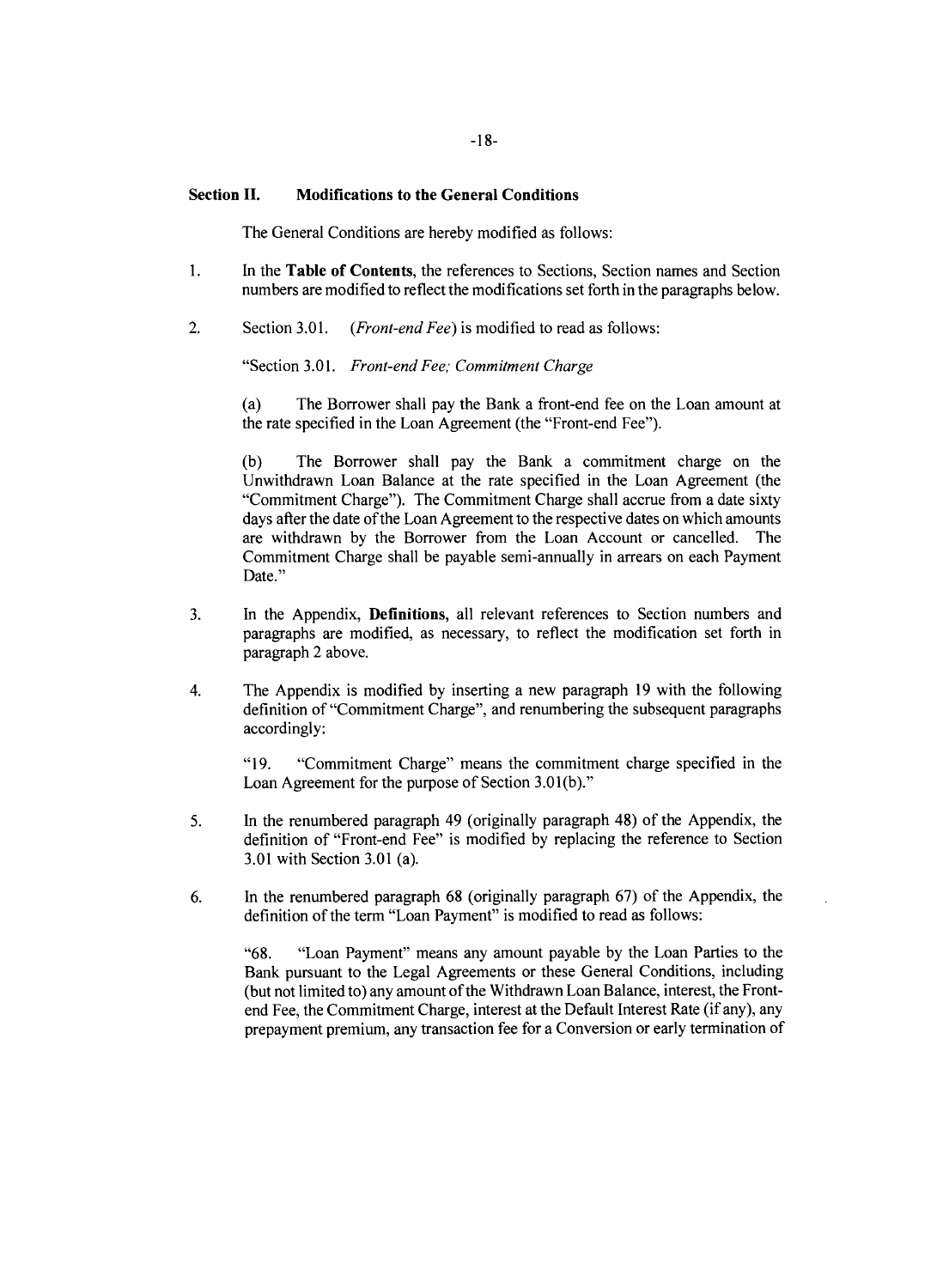## Section II. Modifications to the General Conditions

The General Conditions are hereby modified as follows:

1. In the **Table of Contents**, the references to Sections, Section names and Section numbers are modified to reflect the modifications set forth in the paragraphs below.

2. Section 3.01. *(Front-end Fee)* is modified to read as follows:

   "Section 3.01. *Front-end Fee; Commitment Charge*

   (a) The Borrower shall pay the Bank a front-end fee on the Loan amount at the rate specified in the Loan Agreement (the "Front-end Fee").

   (b) The Borrower shall pay the Bank a commitment charge on the Unwithdrawn Loan Balance at the rate specified in the Loan Agreement (the "Commitment Charge"). The Commitment Charge shall accrue from a date sixty days after the date of the Loan Agreement to the respective dates on which amounts are withdrawn by the Borrower from the Loan Account or cancelled. The Commitment Charge shall be payable semi-annually in arrears on each Payment Date."

3. In the Appendix, **Definitions**, all relevant references to Section numbers and paragraphs are modified, as necessary, to reflect the modification set forth in paragraph 2 above.

4. The Appendix is modified by inserting a new paragraph 19 with the following definition of "Commitment Charge", and renumbering the subsequent paragraphs accordingly:

   "19. "Commitment Charge" means the commitment charge specified in the Loan Agreement for the purpose of Section 3.01(b)."

5. In the renumbered paragraph 49 (originally paragraph 48) of the Appendix, the definition of "Front-end Fee" is modified by replacing the reference to Section 3.01 with Section 3.01 (a).

6. In the renumbered paragraph 68 (originally paragraph 67) of the Appendix, the definition of the term "Loan Payment" is modified to read as follows:

   "68. "Loan Payment" means any amount payable by the Loan Parties to the Bank pursuant to the Legal Agreements or these General Conditions, including (but not limited to) any amount of the Withdrawn Loan Balance, interest, the Front-end Fee, the Commitment Charge, interest at the Default Interest Rate (if any), any prepayment premium, any transaction fee for a Conversion or early termination of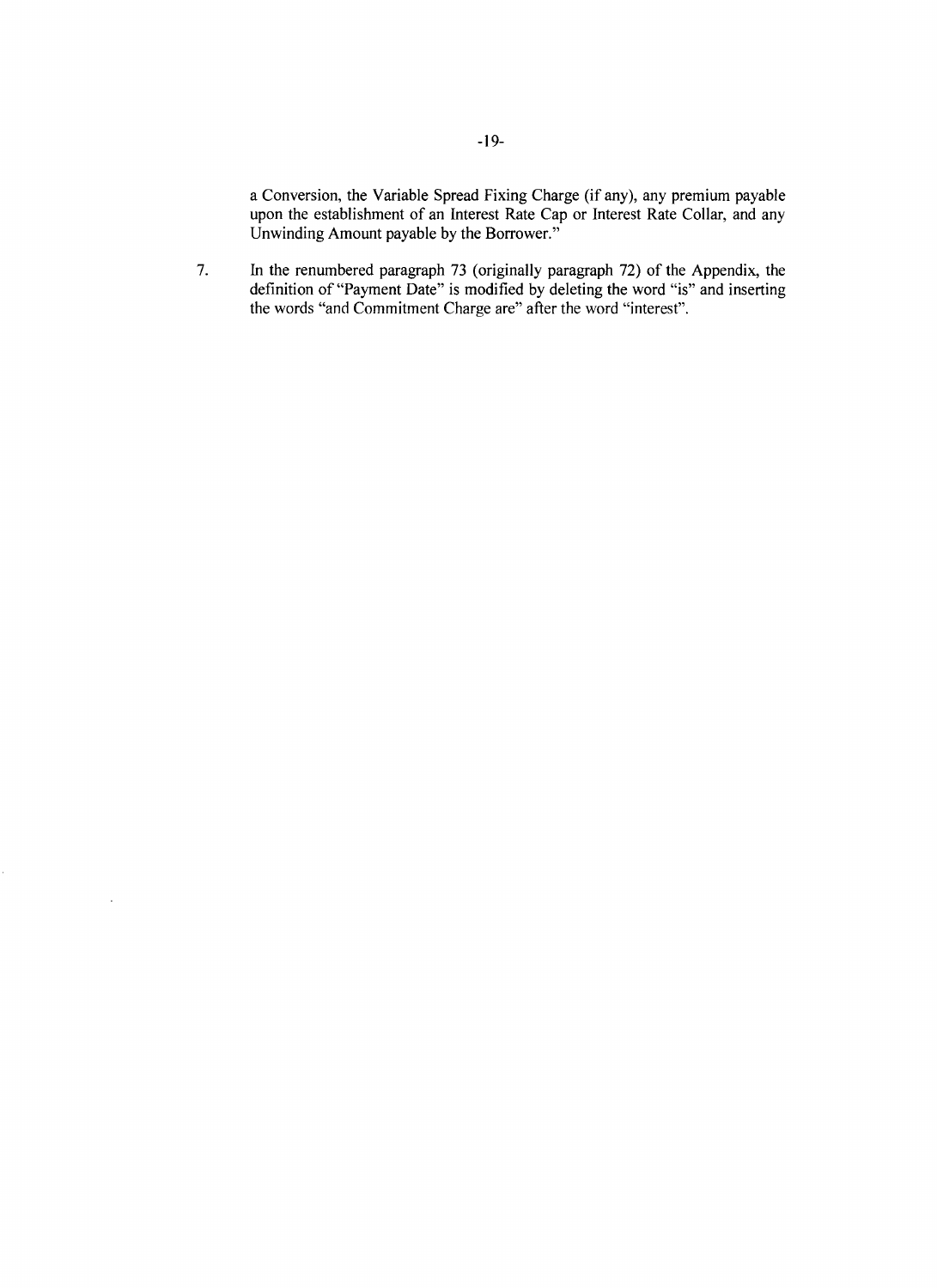a Conversion, the Variable Spread Fixing Charge (if any), any premium payable upon the establishment of an Interest Rate Cap or Interest Rate Collar, and any Unwinding Amount payable by the Borrower."

7. In the renumbered paragraph 73 (originally paragraph 72) of the Appendix, the definition of "Payment Date" is modified by deleting the word "is" and inserting the words "and Commitment Charge are" after the word "interest".